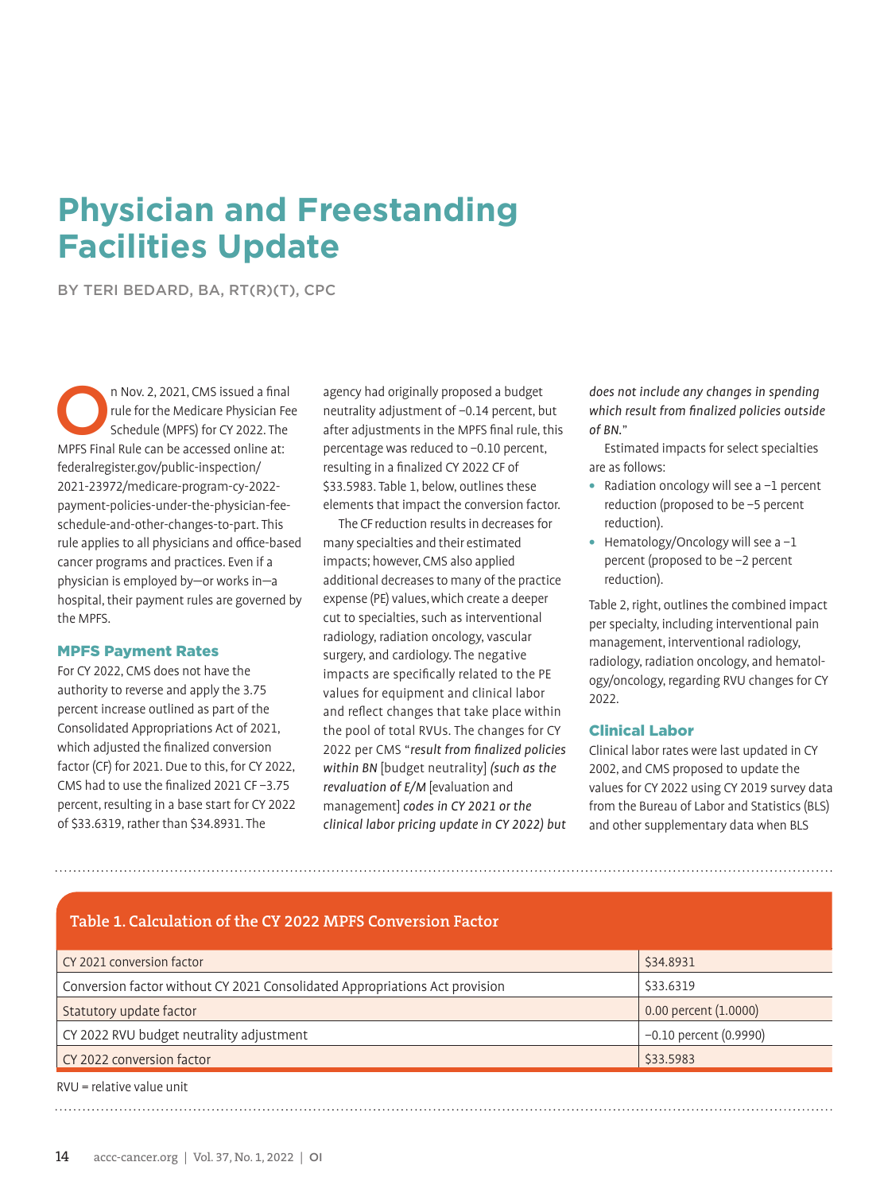# Physician and Freestanding Facilities Update

BY TERI BEDARD, BA, RT(R)(T), CPC

On Nov. 2, 2021, CMS issued a final rule for the Medicare Physician Fee Schedule (MPFS) for CY 2022. The MPFS Final Rule can be accessed online at: federalregister.gov/public-inspection/2021-23972/medicare-program-cy-2022-payment-policies-under-the-physician-fee-schedule-and-other-changes-to-part. This rule applies to all physicians and office-based cancer programs and practices. Even if a physician is employed by—or works in—a hospital, their payment rules are governed by the MPFS.

## MPFS Payment Rates

For CY 2022, CMS does not have the authority to reverse and apply the 3.75 percent increase outlined as part of the Consolidated Appropriations Act of 2021, which adjusted the finalized conversion factor (CF) for 2021. Due to this, for CY 2022, CMS had to use the finalized 2021 CF −3.75 percent, resulting in a base start for CY 2022 of $33.6319, rather than $34.8931. The agency had originally proposed a budget neutrality adjustment of −0.14 percent, but after adjustments in the MPFS final rule, this percentage was reduced to −0.10 percent, resulting in a finalized CY 2022 CF of $33.5983. Table 1, below, outlines these elements that impact the conversion factor.

The CF reduction results in decreases for many specialties and their estimated impacts; however, CMS also applied additional decreases to many of the practice expense (PE) values, which create a deeper cut to specialties, such as interventional radiology, radiation oncology, vascular surgery, and cardiology. The negative impacts are specifically related to the PE values for equipment and clinical labor and reflect changes that take place within the pool of total RVUs. The changes for CY 2022 per CMS "*result from finalized policies within BN* [budget neutrality] *(such as the revaluation of E/M* [evaluation and management] *codes in CY 2021 or the clinical labor pricing update in CY 2022) but does not include any changes in spending which result from finalized policies outside of BN.*"

Estimated impacts for select specialties are as follows:

- Radiation oncology will see a −1 percent reduction (proposed to be −5 percent reduction).
- Hematology/Oncology will see a −1 percent (proposed to be −2 percent reduction).

Table 2, right, outlines the combined impact per specialty, including interventional pain management, interventional radiology, radiology, radiation oncology, and hematology/oncology, regarding RVU changes for CY 2022.

## Clinical Labor

Clinical labor rates were last updated in CY 2002, and CMS proposed to update the values for CY 2022 using CY 2019 survey data from the Bureau of Labor and Statistics (BLS) and other supplementary data when BLS

**Table 1. Calculation of the CY 2022 MPFS Conversion Factor**

| | |
|---|---|
| CY 2021 conversion factor | $34.8931 |
| Conversion factor without CY 2021 Consolidated Appropriations Act provision | $33.6319 |
| Statutory update factor | 0.00 percent (1.0000) |
| CY 2022 RVU budget neutrality adjustment | −0.10 percent (0.9990) |
| CY 2022 conversion factor | $33.5983 |

RVU = relative value unit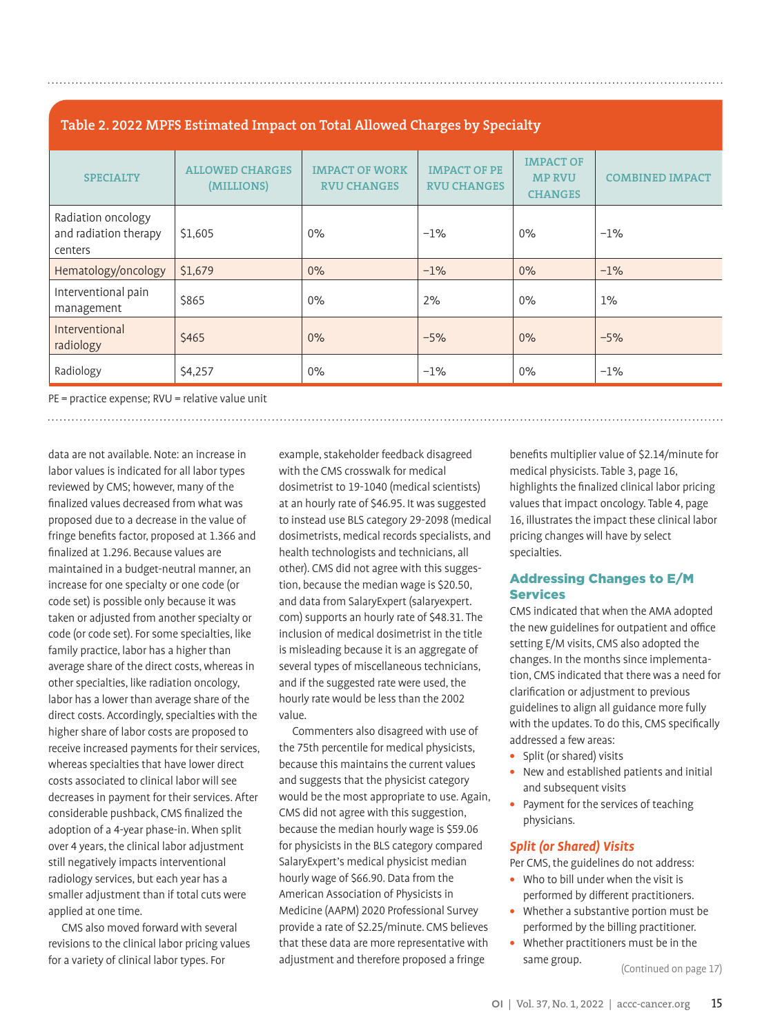**Table 2. 2022 MPFS Estimated Impact on Total Allowed Charges by Specialty**

| SPECIALTY | ALLOWED CHARGES (MILLIONS) | IMPACT OF WORK RVU CHANGES | IMPACT OF PE RVU CHANGES | IMPACT OF MP RVU CHANGES | COMBINED IMPACT |
|---|---|---|---|---|---|
| Radiation oncology and radiation therapy centers | $1,605 | 0% | −1% | 0% | −1% |
| Hematology/oncology | $1,679 | 0% | −1% | 0% | −1% |
| Interventional pain management | $865 | 0% | 2% | 0% | 1% |
| Interventional radiology | $465 | 0% | −5% | 0% | −5% |
| Radiology | $4,257 | 0% | −1% | 0% | −1% |

PE = practice expense; RVU = relative value unit

data are not available. Note: an increase in labor values is indicated for all labor types reviewed by CMS; however, many of the finalized values decreased from what was proposed due to a decrease in the value of fringe benefits factor, proposed at 1.366 and finalized at 1.296. Because values are maintained in a budget-neutral manner, an increase for one specialty or one code (or code set) is possible only because it was taken or adjusted from another specialty or code (or code set). For some specialties, like family practice, labor has a higher than average share of the direct costs, whereas in other specialties, like radiation oncology, labor has a lower than average share of the direct costs. Accordingly, specialties with the higher share of labor costs are proposed to receive increased payments for their services, whereas specialties that have lower direct costs associated to clinical labor will see decreases in payment for their services. After considerable pushback, CMS finalized the adoption of a 4-year phase-in. When split over 4 years, the clinical labor adjustment still negatively impacts interventional radiology services, but each year has a smaller adjustment than if total cuts were applied at one time.

CMS also moved forward with several revisions to the clinical labor pricing values for a variety of clinical labor types. For example, stakeholder feedback disagreed with the CMS crosswalk for medical dosimetrist to 19-1040 (medical scientists) at an hourly rate of $46.95. It was suggested to instead use BLS category 29-2098 (medical dosimetrists, medical records specialists, and health technologists and technicians, all other). CMS did not agree with this suggestion, because the median wage is $20.50, and data from SalaryExpert (salaryexpert.com) supports an hourly rate of $48.31. The inclusion of medical dosimetrist in the title is misleading because it is an aggregate of several types of miscellaneous technicians, and if the suggested rate were used, the hourly rate would be less than the 2002 value.

Commenters also disagreed with use of the 75th percentile for medical physicists, because this maintains the current values and suggests that the physicist category would be the most appropriate to use. Again, CMS did not agree with this suggestion, because the median hourly wage is $59.06 for physicists in the BLS category compared SalaryExpert's medical physicist median hourly wage of $66.90. Data from the American Association of Physicists in Medicine (AAPM) 2020 Professional Survey provide a rate of $2.25/minute. CMS believes that these data are more representative with adjustment and therefore proposed a fringe benefits multiplier value of $2.14/minute for medical physicists. Table 3, page 16, highlights the finalized clinical labor pricing values that impact oncology. Table 4, page 16, illustrates the impact these clinical labor pricing changes will have by select specialties.

## Addressing Changes to E/M Services

CMS indicated that when the AMA adopted the new guidelines for outpatient and office setting E/M visits, CMS also adopted the changes. In the months since implementation, CMS indicated that there was a need for clarification or adjustment to previous guidelines to align all guidance more fully with the updates. To do this, CMS specifically addressed a few areas:

- Split (or shared) visits
- New and established patients and initial and subsequent visits
- Payment for the services of teaching physicians.

### *Split (or Shared) Visits*

Per CMS, the guidelines do not address:

- Who to bill under when the visit is performed by different practitioners.
- Whether a substantive portion must be performed by the billing practitioner.
- Whether practitioners must be in the same group.

(Continued on page 17)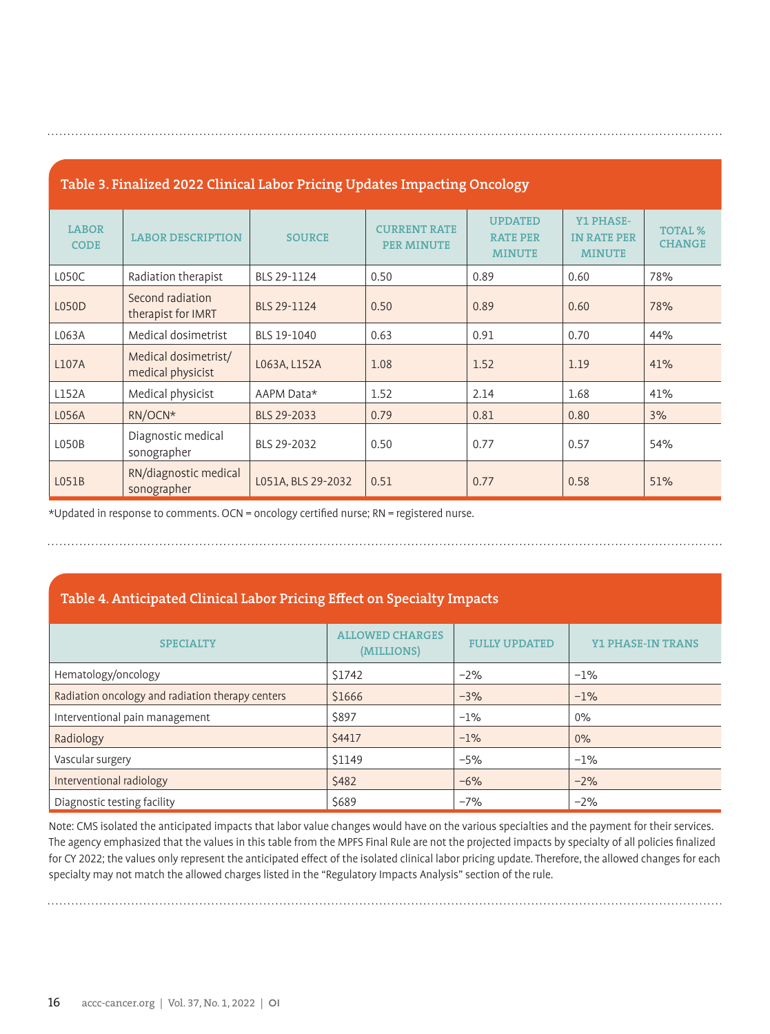**Table 3. Finalized 2022 Clinical Labor Pricing Updates Impacting Oncology**

| LABOR CODE | LABOR DESCRIPTION | SOURCE | CURRENT RATE PER MINUTE | UPDATED RATE PER MINUTE | Y1 PHASE-IN RATE PER MINUTE | TOTAL % CHANGE |
|---|---|---|---|---|---|---|
| L050C | Radiation therapist | BLS 29-1124 | 0.50 | 0.89 | 0.60 | 78% |
| L050D | Second radiation therapist for IMRT | BLS 29-1124 | 0.50 | 0.89 | 0.60 | 78% |
| L063A | Medical dosimetrist | BLS 19-1040 | 0.63 | 0.91 | 0.70 | 44% |
| L107A | Medical dosimetrist/ medical physicist | L063A, L152A | 1.08 | 1.52 | 1.19 | 41% |
| L152A | Medical physicist | AAPM Data* | 1.52 | 2.14 | 1.68 | 41% |
| L056A | RN/OCN* | BLS 29-2033 | 0.79 | 0.81 | 0.80 | 3% |
| L050B | Diagnostic medical sonographer | BLS 29-2032 | 0.50 | 0.77 | 0.57 | 54% |
| L051B | RN/diagnostic medical sonographer | L051A, BLS 29-2032 | 0.51 | 0.77 | 0.58 | 51% |

*Updated in response to comments. OCN = oncology certified nurse; RN = registered nurse.

**Table 4. Anticipated Clinical Labor Pricing Effect on Specialty Impacts**

| SPECIALTY | ALLOWED CHARGES (MILLIONS) | FULLY UPDATED | Y1 PHASE-IN TRANS |
|---|---|---|---|
| Hematology/oncology | $1742 | −2% | −1% |
| Radiation oncology and radiation therapy centers | $1666 | −3% | −1% |
| Interventional pain management | $897 | −1% | 0% |
| Radiology | $4417 | −1% | 0% |
| Vascular surgery | $1149 | −5% | −1% |
| Interventional radiology | $482 | −6% | −2% |
| Diagnostic testing facility | $689 | −7% | −2% |

Note: CMS isolated the anticipated impacts that labor value changes would have on the various specialties and the payment for their services. The agency emphasized that the values in this table from the MPFS Final Rule are not the projected impacts by specialty of all policies finalized for CY 2022; the values only represent the anticipated effect of the isolated clinical labor pricing update. Therefore, the allowed changes for each specialty may not match the allowed charges listed in the "Regulatory Impacts Analysis" section of the rule.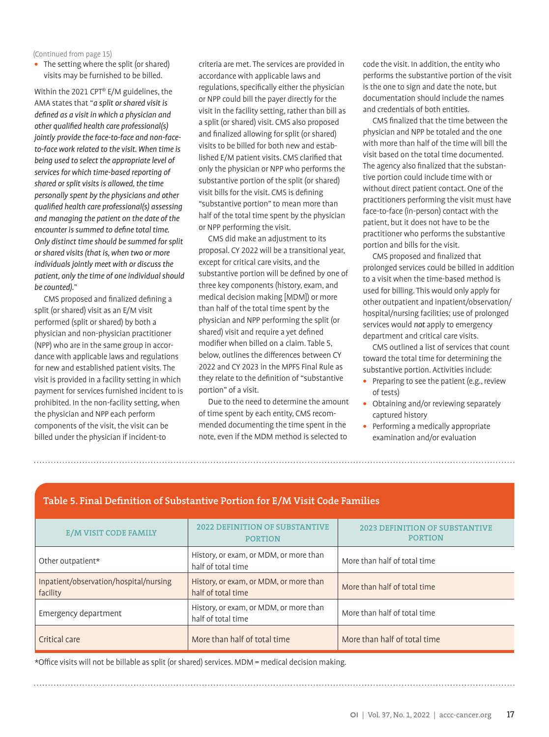(Continued from page 15)

- The setting where the split (or shared) visits may be furnished to be billed.

Within the 2021 CPT® E/M guidelines, the AMA states that "*a split or shared visit is defined as a visit in which a physician and other qualified health care professional(s) jointly provide the face-to-face and non-face-to-face work related to the visit. When time is being used to select the appropriate level of services for which time-based reporting of shared or split visits is allowed, the time personally spent by the physicians and other qualified health care professional(s) assessing and managing the patient on the date of the encounter is summed to define total time. Only distinct time should be summed for split or shared visits (that is, when two or more individuals jointly meet with or discuss the patient, only the time of one individual should be counted).*"

CMS proposed and finalized defining a split (or shared) visit as an E/M visit performed (split or shared) by both a physician and non-physician practitioner (NPP) who are in the same group in accordance with applicable laws and regulations for new and established patient visits. The visit is provided in a facility setting in which payment for services furnished incident to is prohibited. In the non-facility setting, when the physician and NPP each perform components of the visit, the visit can be billed under the physician if incident-to criteria are met. The services are provided in accordance with applicable laws and regulations, specifically either the physician or NPP could bill the payer directly for the visit in the facility setting, rather than bill as a split (or shared) visit. CMS also proposed and finalized allowing for split (or shared) visits to be billed for both new and established E/M patient visits. CMS clarified that only the physician or NPP who performs the substantive portion of the split (or shared) visit bills for the visit. CMS is defining "substantive portion" to mean more than half of the total time spent by the physician or NPP performing the visit.

CMS did make an adjustment to its proposal. CY 2022 will be a transitional year, except for critical care visits, and the substantive portion will be defined by one of three key components (history, exam, and medical decision making [MDM]) or more than half of the total time spent by the physician and NPP performing the split (or shared) visit and require a yet defined modifier when billed on a claim. Table 5, below, outlines the differences between CY 2022 and CY 2023 in the MPFS Final Rule as they relate to the definition of "substantive portion" of a visit.

Due to the need to determine the amount of time spent by each entity, CMS recommended documenting the time spent in the note, even if the MDM method is selected to code the visit. In addition, the entity who performs the substantive portion of the visit is the one to sign and date the note, but documentation should include the names and credentials of both entities.

CMS finalized that the time between the physician and NPP be totaled and the one with more than half of the time will bill the visit based on the total time documented. The agency also finalized that the substantive portion could include time with or without direct patient contact. One of the practitioners performing the visit must have face-to-face (in-person) contact with the patient, but it does not have to be the practitioner who performs the substantive portion and bills for the visit.

CMS proposed and finalized that prolonged services could be billed in addition to a visit when the time-based method is used for billing. This would only apply for other outpatient and inpatient/observation/hospital/nursing facilities; use of prolonged services would *not* apply to emergency department and critical care visits.

CMS outlined a list of services that count toward the total time for determining the substantive portion. Activities include:

- Preparing to see the patient (e.g., review of tests)
- Obtaining and/or reviewing separately captured history
- Performing a medically appropriate examination and/or evaluation

**Table 5. Final Definition of Substantive Portion for E/M Visit Code Families**

| E/M VISIT CODE FAMILY | 2022 DEFINITION OF SUBSTANTIVE PORTION | 2023 DEFINITION OF SUBSTANTIVE PORTION |
|---|---|---|
| Other outpatient* | History, or exam, or MDM, or more than half of total time | More than half of total time |
| Inpatient/observation/hospital/nursing facility | History, or exam, or MDM, or more than half of total time | More than half of total time |
| Emergency department | History, or exam, or MDM, or more than half of total time | More than half of total time |
| Critical care | More than half of total time | More than half of total time |

*Office visits will not be billable as split (or shared) services. MDM = medical decision making.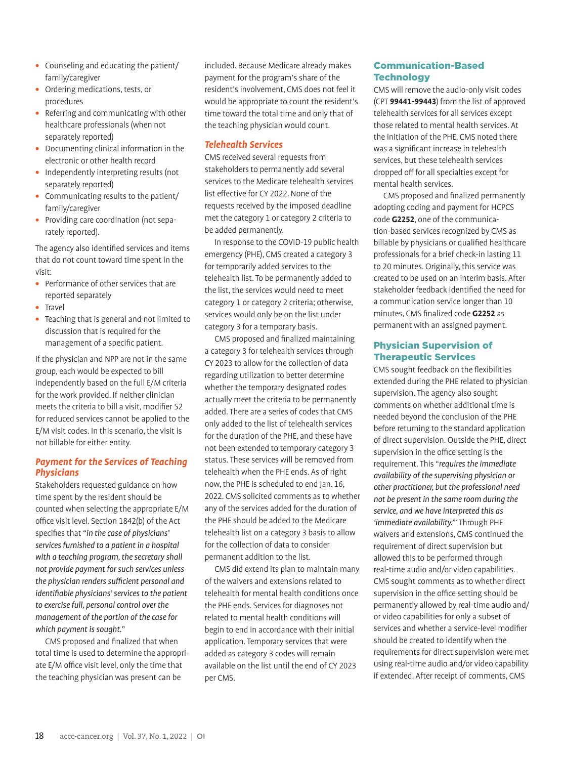- Counseling and educating the patient/family/caregiver
- Ordering medications, tests, or procedures
- Referring and communicating with other healthcare professionals (when not separately reported)
- Documenting clinical information in the electronic or other health record
- Independently interpreting results (not separately reported)
- Communicating results to the patient/family/caregiver
- Providing care coordination (not separately reported).

The agency also identified services and items that do not count toward time spent in the visit:

- Performance of other services that are reported separately
- Travel
- Teaching that is general and not limited to discussion that is required for the management of a specific patient.

If the physician and NPP are not in the same group, each would be expected to bill independently based on the full E/M criteria for the work provided. If neither clinician meets the criteria to bill a visit, modifier 52 for reduced services cannot be applied to the E/M visit codes. In this scenario, the visit is not billable for either entity.

### *Payment for the Services of Teaching Physicians*

Stakeholders requested guidance on how time spent by the resident should be counted when selecting the appropriate E/M office visit level. Section 1842(b) of the Act specifies that "*in the case of physicians' services furnished to a patient in a hospital with a teaching program, the secretary shall not provide payment for such services unless the physician renders sufficient personal and identifiable physicians' services to the patient to exercise full, personal control over the management of the portion of the case for which payment is sought.*"

CMS proposed and finalized that when total time is used to determine the appropriate E/M office visit level, only the time that the teaching physician was present can be included. Because Medicare already makes payment for the program's share of the resident's involvement, CMS does not feel it would be appropriate to count the resident's time toward the total time and only that of the teaching physician would count.

### *Telehealth Services*

CMS received several requests from stakeholders to permanently add several services to the Medicare telehealth services list effective for CY 2022. None of the requests received by the imposed deadline met the category 1 or category 2 criteria to be added permanently.

In response to the COVID-19 public health emergency (PHE), CMS created a category 3 for temporarily added services to the telehealth list. To be permanently added to the list, the services would need to meet category 1 or category 2 criteria; otherwise, services would only be on the list under category 3 for a temporary basis.

CMS proposed and finalized maintaining a category 3 for telehealth services through CY 2023 to allow for the collection of data regarding utilization to better determine whether the temporary designated codes actually meet the criteria to be permanently added. There are a series of codes that CMS only added to the list of telehealth services for the duration of the PHE, and these have not been extended to temporary category 3 status. These services will be removed from telehealth when the PHE ends. As of right now, the PHE is scheduled to end Jan. 16, 2022. CMS solicited comments as to whether any of the services added for the duration of the PHE should be added to the Medicare telehealth list on a category 3 basis to allow for the collection of data to consider permanent addition to the list.

CMS did extend its plan to maintain many of the waivers and extensions related to telehealth for mental health conditions once the PHE ends. Services for diagnoses not related to mental health conditions will begin to end in accordance with their initial application. Temporary services that were added as category 3 codes will remain available on the list until the end of CY 2023 per CMS.

### Communication-Based Technology

CMS will remove the audio-only visit codes (CPT **99441-99443**) from the list of approved telehealth services for all services except those related to mental health services. At the initiation of the PHE, CMS noted there was a significant increase in telehealth services, but these telehealth services dropped off for all specialties except for mental health services.

CMS proposed and finalized permanently adopting coding and payment for HCPCS code **G2252**, one of the communication-based services recognized by CMS as billable by physicians or qualified healthcare professionals for a brief check-in lasting 11 to 20 minutes. Originally, this service was created to be used on an interim basis. After stakeholder feedback identified the need for a communication service longer than 10 minutes, CMS finalized code **G2252** as permanent with an assigned payment.

### Physician Supervision of Therapeutic Services

CMS sought feedback on the flexibilities extended during the PHE related to physician supervision. The agency also sought comments on whether additional time is needed beyond the conclusion of the PHE before returning to the standard application of direct supervision. Outside the PHE, direct supervision in the office setting is the requirement. This "*requires the immediate availability of the supervising physician or other practitioner, but the professional need not be present in the same room during the service, and we have interpreted this as 'immediate availability.'*" Through PHE waivers and extensions, CMS continued the requirement of direct supervision but allowed this to be performed through real-time audio and/or video capabilities. CMS sought comments as to whether direct supervision in the office setting should be permanently allowed by real-time audio and/or video capabilities for only a subset of services and whether a service-level modifier should be created to identify when the requirements for direct supervision were met using real-time audio and/or video capability if extended. After receipt of comments, CMS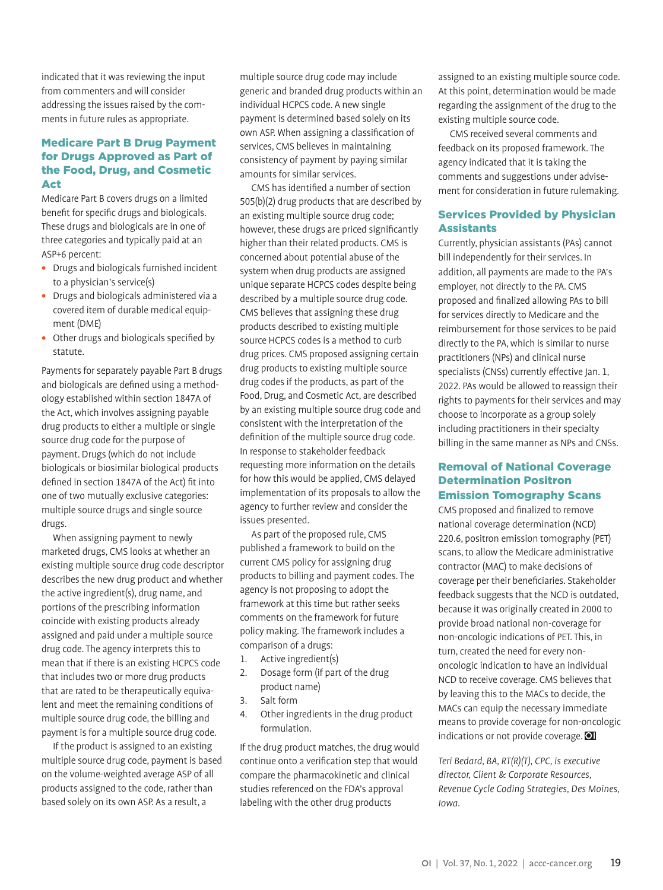indicated that it was reviewing the input from commenters and will consider addressing the issues raised by the comments in future rules as appropriate.

## Medicare Part B Drug Payment for Drugs Approved as Part of the Food, Drug, and Cosmetic Act

Medicare Part B covers drugs on a limited benefit for specific drugs and biologicals. These drugs and biologicals are in one of three categories and typically paid at an ASP+6 percent:

- Drugs and biologicals furnished incident to a physician's service(s)
- Drugs and biologicals administered via a covered item of durable medical equipment (DME)
- Other drugs and biologicals specified by statute.

Payments for separately payable Part B drugs and biologicals are defined using a methodology established within section 1847A of the Act, which involves assigning payable drug products to either a multiple or single source drug code for the purpose of payment. Drugs (which do not include biologicals or biosimilar biological products defined in section 1847A of the Act) fit into one of two mutually exclusive categories: multiple source drugs and single source drugs.

When assigning payment to newly marketed drugs, CMS looks at whether an existing multiple source drug code descriptor describes the new drug product and whether the active ingredient(s), drug name, and portions of the prescribing information coincide with existing products already assigned and paid under a multiple source drug code. The agency interprets this to mean that if there is an existing HCPCS code that includes two or more drug products that are rated to be therapeutically equivalent and meet the remaining conditions of multiple source drug code, the billing and payment is for a multiple source drug code.

If the product is assigned to an existing multiple source drug code, payment is based on the volume-weighted average ASP of all products assigned to the code, rather than based solely on its own ASP. As a result, a multiple source drug code may include generic and branded drug products within an individual HCPCS code. A new single payment is determined based solely on its own ASP. When assigning a classification of services, CMS believes in maintaining consistency of payment by paying similar amounts for similar services.

CMS has identified a number of section 505(b)(2) drug products that are described by an existing multiple source drug code; however, these drugs are priced significantly higher than their related products. CMS is concerned about potential abuse of the system when drug products are assigned unique separate HCPCS codes despite being described by a multiple source drug code. CMS believes that assigning these drug products described to existing multiple source HCPCS codes is a method to curb drug prices. CMS proposed assigning certain drug products to existing multiple source drug codes if the products, as part of the Food, Drug, and Cosmetic Act, are described by an existing multiple source drug code and consistent with the interpretation of the definition of the multiple source drug code. In response to stakeholder feedback requesting more information on the details for how this would be applied, CMS delayed implementation of its proposals to allow the agency to further review and consider the issues presented.

As part of the proposed rule, CMS published a framework to build on the current CMS policy for assigning drug products to billing and payment codes. The agency is not proposing to adopt the framework at this time but rather seeks comments on the framework for future policy making. The framework includes a comparison of a drugs:

1. Active ingredient(s)
2. Dosage form (if part of the drug product name)
3. Salt form
4. Other ingredients in the drug product formulation.

If the drug product matches, the drug would continue onto a verification step that would compare the pharmacokinetic and clinical studies referenced on the FDA's approval labeling with the other drug products assigned to an existing multiple source code. At this point, determination would be made regarding the assignment of the drug to the existing multiple source drug code.

CMS received several comments and feedback on its proposed framework. The agency indicated that it is taking the comments and suggestions under advisement for consideration in future rulemaking.

## Services Provided by Physician Assistants

Currently, physician assistants (PAs) cannot bill independently for their services. In addition, all payments are made to the PA's employer, not directly to the PA. CMS proposed and finalized allowing PAs to bill for services directly to Medicare and the reimbursement for those services to be paid directly to the PA, which is similar to nurse practitioners (NPs) and clinical nurse specialists (CNSs) currently effective Jan. 1, 2022. PAs would be allowed to reassign their rights to payments for their services and may choose to incorporate as a group solely including practitioners in their specialty billing in the same manner as NPs and CNSs.

## Removal of National Coverage Determination Positron Emission Tomography Scans

CMS proposed and finalized to remove national coverage determination (NCD) 220.6, positron emission tomography (PET) scans, to allow the Medicare administrative contractor (MAC) to make decisions of coverage per their beneficiaries. Stakeholder feedback suggests that the NCD is outdated, because it was originally created in 2000 to provide broad national non-coverage for non-oncologic indications of PET. This, in turn, created the need for every non-oncologic indication to have an individual NCD to receive coverage. CMS believes that by leaving this to the MACs to decide, the MACs can equip the necessary immediate means to provide coverage for non-oncologic indications or not provide coverage.

*Teri Bedard, BA, RT(R)(T), CPC, is executive director, Client & Corporate Resources, Revenue Cycle Coding Strategies, Des Moines, Iowa.*